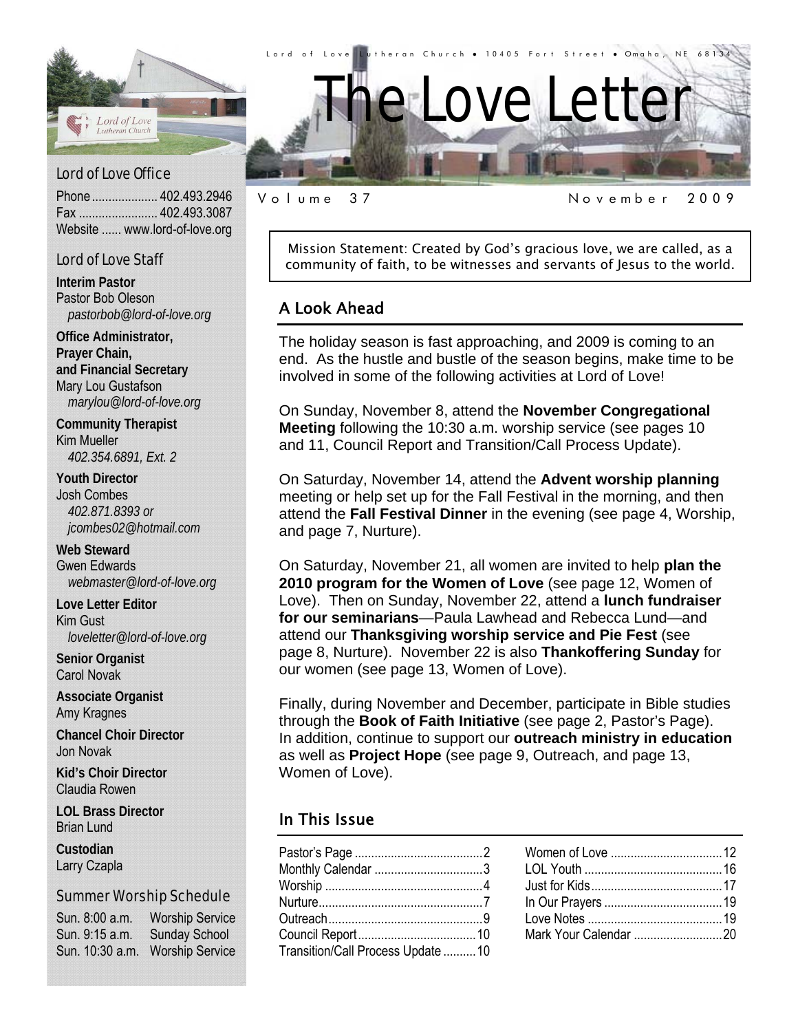Lord of Love Lutheran Church • 10405 Fort Street • Omaha, NE 68134

# The Love Letter

Volume 37 — November 2009

Mission Statement: Created by God's gracious love, we are called, as a community of faith, to be witnesses and servants of Jesus to the world.

## A Look Ahead

The holiday season is fast approaching, and 2009 is coming to an end. As the hustle and bustle of the season begins, make time to be involved in some of the following activities at Lord of Love!

On Sunday, November 8, attend the **November Congregational Meeting** following the 10:30 a.m. worship service (see pages 10 and 11, Council Report and Transition/Call Process Update).

On Saturday, November 14, attend the **Advent worship planning** meeting or help set up for the Fall Festival in the morning, and then attend the **Fall Festival Dinner** in the evening (see page 4, Worship, and page 7, Nurture).

On Saturday, November 21, all women are invited to help **plan the 2010 program for the Women of Love** (see page 12, Women of Love). Then on Sunday, November 22, attend a **lunch fundraiser for our seminarians**—Paula Lawhead and Rebecca Lund—and attend our **Thanksgiving worship service and Pie Fest** (see page 8, Nurture). November 22 is also **Thankoffering Sunday** for our women (see page 13, Women of Love).

Finally, during November and December, participate in Bible studies through the **Book of Faith Initiative** (see page 2, Pastor's Page). In addition, continue to support our **outreach ministry in education** as well as **Project Hope** (see page 9, Outreach, and page 13, Women of Love).

## In This Issue

| Section | Page |
|---|---|
| Pastor's Page | 2 |
| Monthly Calendar | 3 |
| Worship | 4 |
| Nurture | 7 |
| Outreach | 9 |
| Council Report | 10 |
| Transition/Call Process Update | 10 |
| Women of Love | 12 |
| LOL Youth | 16 |
| Just for Kids | 17 |
| In Our Prayers | 19 |
| Love Notes | 19 |
| Mark Your Calendar | 20 |

### Lord of Love Office

Phone .................... 402.493.2946
Fax ........................ 402.493.3087
Website ...... www.lord-of-love.org

### Lord of Love Staff

**Interim Pastor**
Pastor Bob Oleson
*pastorbob@lord-of-love.org*

**Office Administrator, Prayer Chain, and Financial Secretary**
Mary Lou Gustafson
*marylou@lord-of-love.org*

**Community Therapist**
Kim Mueller
*402.354.6891, Ext. 2*

**Youth Director**
Josh Combes
*402.871.8393 or jcombes02@hotmail.com*

**Web Steward**
Gwen Edwards
*webmaster@lord-of-love.org*

**Love Letter Editor**
Kim Gust
*loveletter@lord-of-love.org*

**Senior Organist**
Carol Novak

**Associate Organist**
Amy Kragnes

**Chancel Choir Director**
Jon Novak

**Kid's Choir Director**
Claudia Rowen

**LOL Brass Director**
Brian Lund

**Custodian**
Larry Czapla

### Summer Worship Schedule

| Time | Event |
|---|---|
| Sun. 8:00 a.m. | Worship Service |
| Sun. 9:15 a.m. | Sunday School |
| Sun. 10:30 a.m. | Worship Service |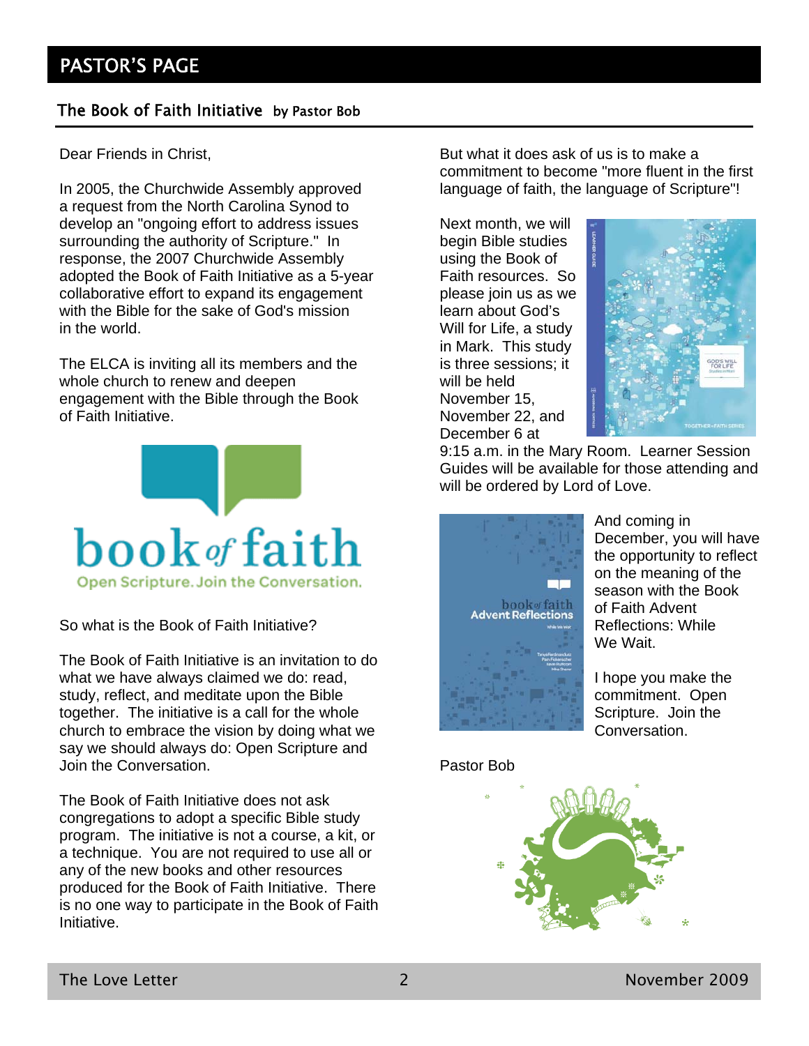# PASTOR'S PAGE

## The Book of Faith Initiative by Pastor Bob

Dear Friends in Christ,

In 2005, the Churchwide Assembly approved a request from the North Carolina Synod to develop an "ongoing effort to address issues surrounding the authority of Scripture." In response, the 2007 Churchwide Assembly adopted the Book of Faith Initiative as a 5-year collaborative effort to expand its engagement with the Bible for the sake of God's mission in the world.

The ELCA is inviting all its members and the whole church to renew and deepen engagement with the Bible through the Book of Faith Initiative.

So what is the Book of Faith Initiative?

The Book of Faith Initiative is an invitation to do what we have always claimed we do: read, study, reflect, and meditate upon the Bible together. The initiative is a call for the whole church to embrace the vision by doing what we say we should always do: Open Scripture and Join the Conversation.

The Book of Faith Initiative does not ask congregations to adopt a specific Bible study program. The initiative is not a course, a kit, or a technique. You are not required to use all or any of the new books and other resources produced for the Book of Faith Initiative. There is no one way to participate in the Book of Faith Initiative.

But what it does ask of us is to make a commitment to become "more fluent in the first language of faith, the language of Scripture"!

Next month, we will begin Bible studies using the Book of Faith resources. So please join us as we learn about God's Will for Life, a study in Mark. This study is three sessions; it will be held November 15, November 22, and December 6 at 9:15 a.m. in the Mary Room. Learner Session Guides will be available for those attending and will be ordered by Lord of Love.

And coming in December, you will have the opportunity to reflect on the meaning of the season with the Book of Faith Advent Reflections: While We Wait.

I hope you make the commitment. Open Scripture. Join the Conversation.

Pastor Bob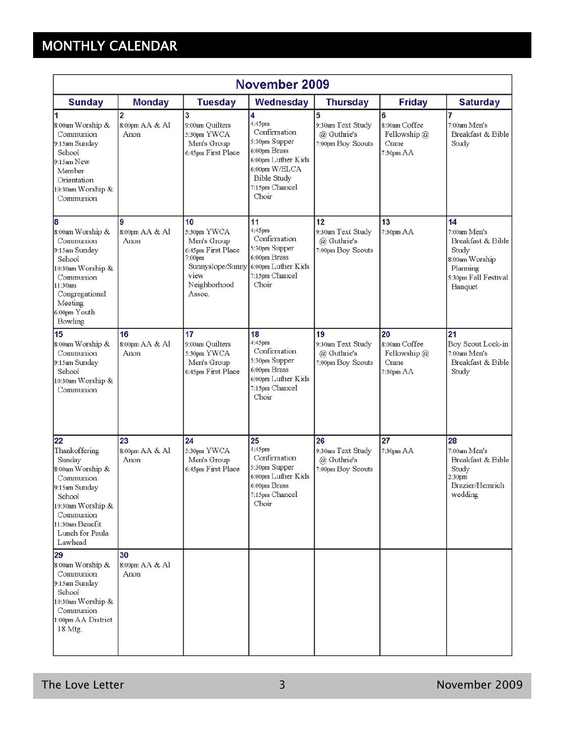## MONTHLY CALENDAR

### November 2009

| Sunday | Monday | Tuesday | Wednesday | Thursday | Friday | Saturday |
|---|---|---|---|---|---|---|
| **1**<br>8:00am Worship & Communion<br>9:15am Sunday School<br>9:15am New Member Orientation<br>10:30am Worship & Communion | **2**<br>8:00pm AA & Al Anon | **3**<br>9:00am Quilters<br>5:30pm YWCA Men's Group<br>6:45pm First Place | **4**<br>4:45pm Confirmation<br>5:30pm Supper<br>6:00pm Brass<br>6:00pm Luther Kids<br>6:00pm W/ELCA Bible Study<br>7:15pm Chancel Choir | **5**<br>9:30am Text Study @ Guthrie's<br>7:00pm Boy Scouts | **6**<br>8:00am Coffee Fellowship @ Crane<br>7:30pm AA | **7**<br>7:00am Men's Breakfast & Bible Study |
| **8**<br>8:00am Worship & Communion<br>9:15am Sunday School<br>10:30am Worship & Communion<br>11:30am Congregational Meeting<br>6:00pm Youth Bowling | **9**<br>8:00pm AA & Al Anon | **10**<br>5:30pm YWCA Men's Group<br>6:45pm First Place<br>7:00pm Sunnyslope/Sunny view Neighborhood Assoc. | **11**<br>4:45pm Confirmation<br>5:30pm Supper<br>6:00pm Brass<br>6:00pm Luther Kids<br>7:15pm Chancel Choir | **12**<br>9:30am Text Study @ Guthrie's<br>7:00pm Boy Scouts | **13**<br>7:30pm AA | **14**<br>7:00am Men's Breakfast & Bible Study<br>8:00am Worship Planning<br>5:30pm Fall Festival Banquet |
| **15**<br>8:00am Worship & Communion<br>9:15am Sunday School<br>10:30am Worship & Communion | **16**<br>8:00pm AA & Al Anon | **17**<br>9:00am Quilters<br>5:30pm YWCA Men's Group<br>6:45pm First Place | **18**<br>4:45pm Confirmation<br>5:30pm Supper<br>6:00pm Brass<br>6:00pm Luther Kids<br>7:15pm Chancel Choir | **19**<br>9:30am Text Study @ Guthrie's<br>7:00pm Boy Scouts | **20**<br>8:00am Coffee Fellowship @ Crane<br>7:30pm AA | **21**<br>Boy Scout Lock-in<br>7:00am Men's Breakfast & Bible Study |
| **22**<br>Thankoffering Sunday<br>8:00am Worship & Communion<br>9:15am Sunday School<br>10:30am Worship & Communion<br>11:30am Benefit Lunch for Paula Lawhead | **23**<br>8:00pm AA & Al Anon | **24**<br>5:30pm YWCA Men's Group<br>6:45pm First Place | **25**<br>4:45pm Confirmation<br>5:30pm Supper<br>6:00pm Luther Kids<br>6:00pm Brass<br>7:15pm Chancel Choir | **26**<br>9:30am Text Study @ Guthrie's<br>7:00pm Boy Scouts | **27**<br>7:30pm AA | **28**<br>7:00am Men's Breakfast & Bible Study<br>2:30pm Brazier/Hemrich wedding |
| **29**<br>8:00am Worship & Communion<br>9:15am Sunday School<br>10:30am Worship & Communion<br>1:00pm AA District 18 Mtg. | **30**<br>8:00pm AA & Al Anon | | | | | |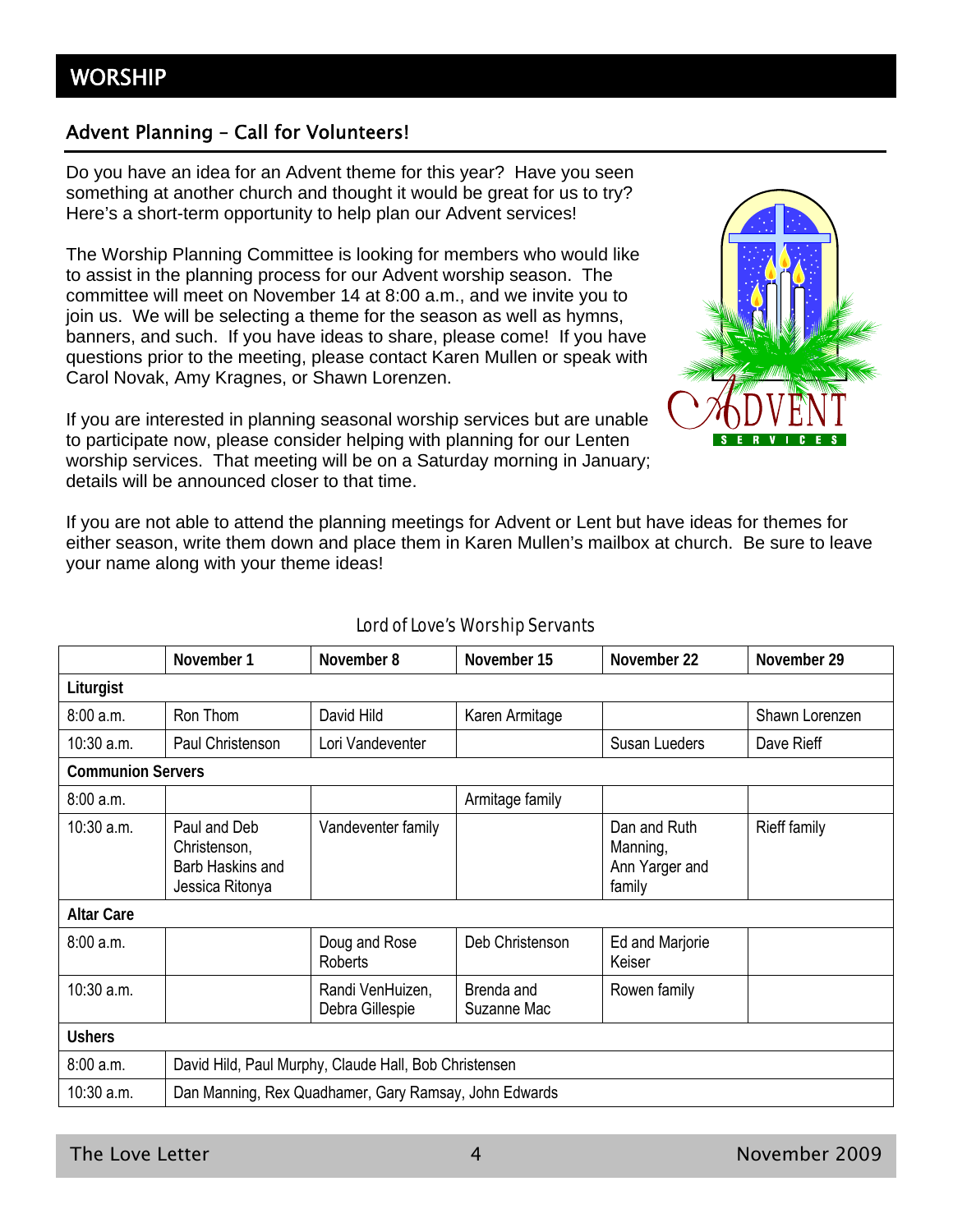# WORSHIP

## Advent Planning – Call for Volunteers!

Do you have an idea for an Advent theme for this year? Have you seen something at another church and thought it would be great for us to try? Here's a short-term opportunity to help plan our Advent services!

The Worship Planning Committee is looking for members who would like to assist in the planning process for our Advent worship season. The committee will meet on November 14 at 8:00 a.m., and we invite you to join us. We will be selecting a theme for the season as well as hymns, banners, and such. If you have ideas to share, please come! If you have questions prior to the meeting, please contact Karen Mullen or speak with Carol Novak, Amy Kragnes, or Shawn Lorenzen.

If you are interested in planning seasonal worship services but are unable to participate now, please consider helping with planning for our Lenten worship services. That meeting will be on a Saturday morning in January; details will be announced closer to that time.

If you are not able to attend the planning meetings for Advent or Lent but have ideas for themes for either season, write them down and place them in Karen Mullen's mailbox at church. Be sure to leave your name along with your theme ideas!

*Lord of Love's Worship Servants*

| | November 1 | November 8 | November 15 | November 22 | November 29 |
|---|---|---|---|---|---|
| **Liturgist** | | | | | |
| 8:00 a.m. | Ron Thom | David Hild | Karen Armitage | | Shawn Lorenzen |
| 10:30 a.m. | Paul Christenson | Lori Vandeventer | | Susan Lueders | Dave Rieff |
| **Communion Servers** | | | | | |
| 8:00 a.m. | | | Armitage family | | |
| 10:30 a.m. | Paul and Deb Christenson, Barb Haskins and Jessica Ritonya | Vandeventer family | | Dan and Ruth Manning, Ann Yarger and family | Rieff family |
| **Altar Care** | | | | | |
| 8:00 a.m. | | Doug and Rose Roberts | Deb Christenson | Ed and Marjorie Keiser | |
| 10:30 a.m. | | Randi VenHuizen, Debra Gillespie | Brenda and Suzanne Mac | Rowen family | |
| **Ushers** | | | | | |
| 8:00 a.m. | David Hild, Paul Murphy, Claude Hall, Bob Christensen | | | | |
| 10:30 a.m. | Dan Manning, Rex Quadhamer, Gary Ramsay, John Edwards | | | | |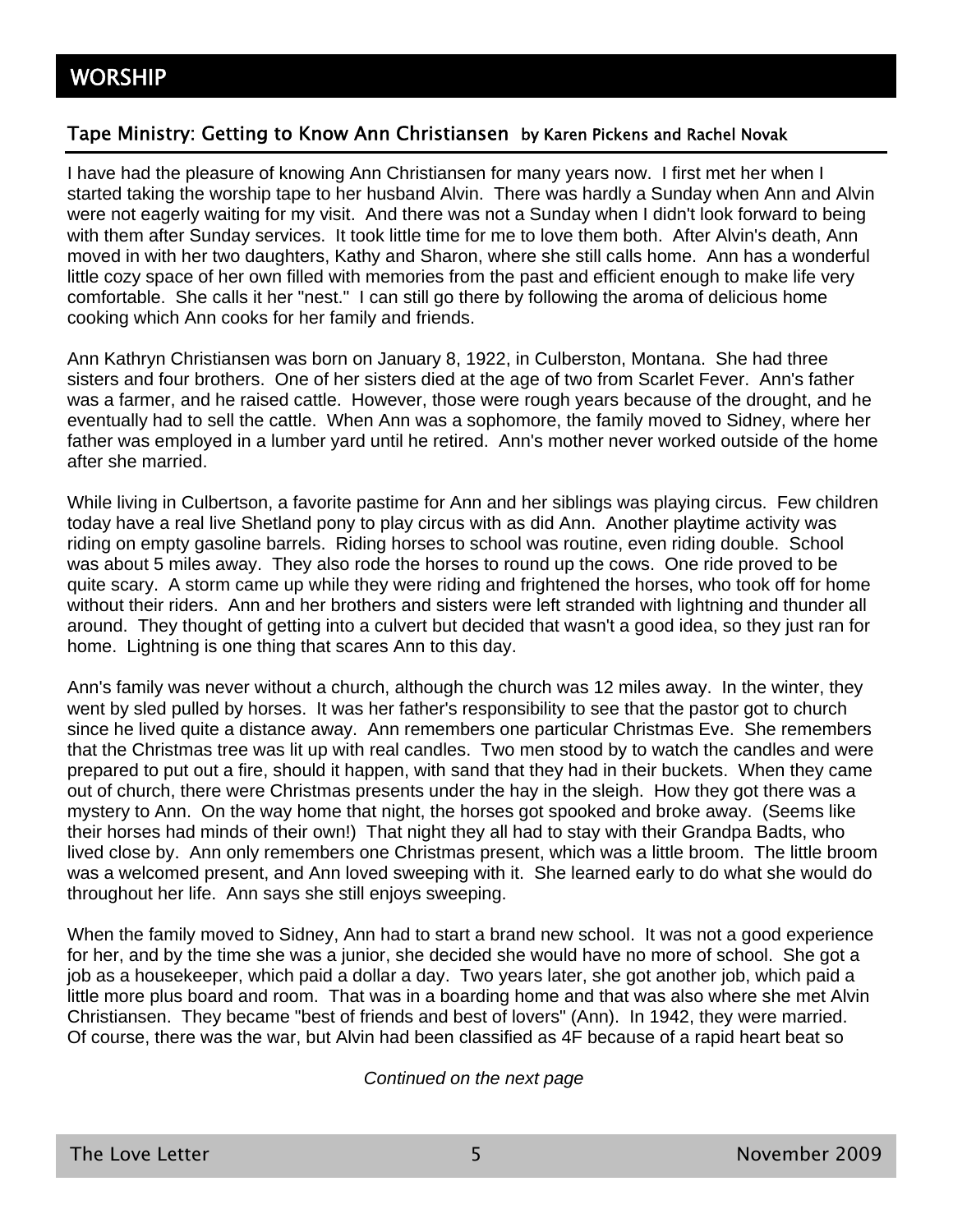# WORSHIP

## Tape Ministry: Getting to Know Ann Christiansen by Karen Pickens and Rachel Novak

I have had the pleasure of knowing Ann Christiansen for many years now. I first met her when I started taking the worship tape to her husband Alvin. There was hardly a Sunday when Ann and Alvin were not eagerly waiting for my visit. And there was not a Sunday when I didn't look forward to being with them after Sunday services. It took little time for me to love them both. After Alvin's death, Ann moved in with her two daughters, Kathy and Sharon, where she still calls home. Ann has a wonderful little cozy space of her own filled with memories from the past and efficient enough to make life very comfortable. She calls it her "nest." I can still go there by following the aroma of delicious home cooking which Ann cooks for her family and friends.

Ann Kathryn Christiansen was born on January 8, 1922, in Culberston, Montana. She had three sisters and four brothers. One of her sisters died at the age of two from Scarlet Fever. Ann's father was a farmer, and he raised cattle. However, those were rough years because of the drought, and he eventually had to sell the cattle. When Ann was a sophomore, the family moved to Sidney, where her father was employed in a lumber yard until he retired. Ann's mother never worked outside of the home after she married.

While living in Culbertson, a favorite pastime for Ann and her siblings was playing circus. Few children today have a real live Shetland pony to play circus with as did Ann. Another playtime activity was riding on empty gasoline barrels. Riding horses to school was routine, even riding double. School was about 5 miles away. They also rode the horses to round up the cows. One ride proved to be quite scary. A storm came up while they were riding and frightened the horses, who took off for home without their riders. Ann and her brothers and sisters were left stranded with lightning and thunder all around. They thought of getting into a culvert but decided that wasn't a good idea, so they just ran for home. Lightning is one thing that scares Ann to this day.

Ann's family was never without a church, although the church was 12 miles away. In the winter, they went by sled pulled by horses. It was her father's responsibility to see that the pastor got to church since he lived quite a distance away. Ann remembers one particular Christmas Eve. She remembers that the Christmas tree was lit up with real candles. Two men stood by to watch the candles and were prepared to put out a fire, should it happen, with sand that they had in their buckets. When they came out of church, there were Christmas presents under the hay in the sleigh. How they got there was a mystery to Ann. On the way home that night, the horses got spooked and broke away. (Seems like their horses had minds of their own!) That night they all had to stay with their Grandpa Badts, who lived close by. Ann only remembers one Christmas present, which was a little broom. The little broom was a welcomed present, and Ann loved sweeping with it. She learned early to do what she would do throughout her life. Ann says she still enjoys sweeping.

When the family moved to Sidney, Ann had to start a brand new school. It was not a good experience for her, and by the time she was a junior, she decided she would have no more of school. She got a job as a housekeeper, which paid a dollar a day. Two years later, she got another job, which paid a little more plus board and room. That was in a boarding home and that was also where she met Alvin Christiansen. They became "best of friends and best of lovers" (Ann). In 1942, they were married. Of course, there was the war, but Alvin had been classified as 4F because of a rapid heart beat so

*Continued on the next page*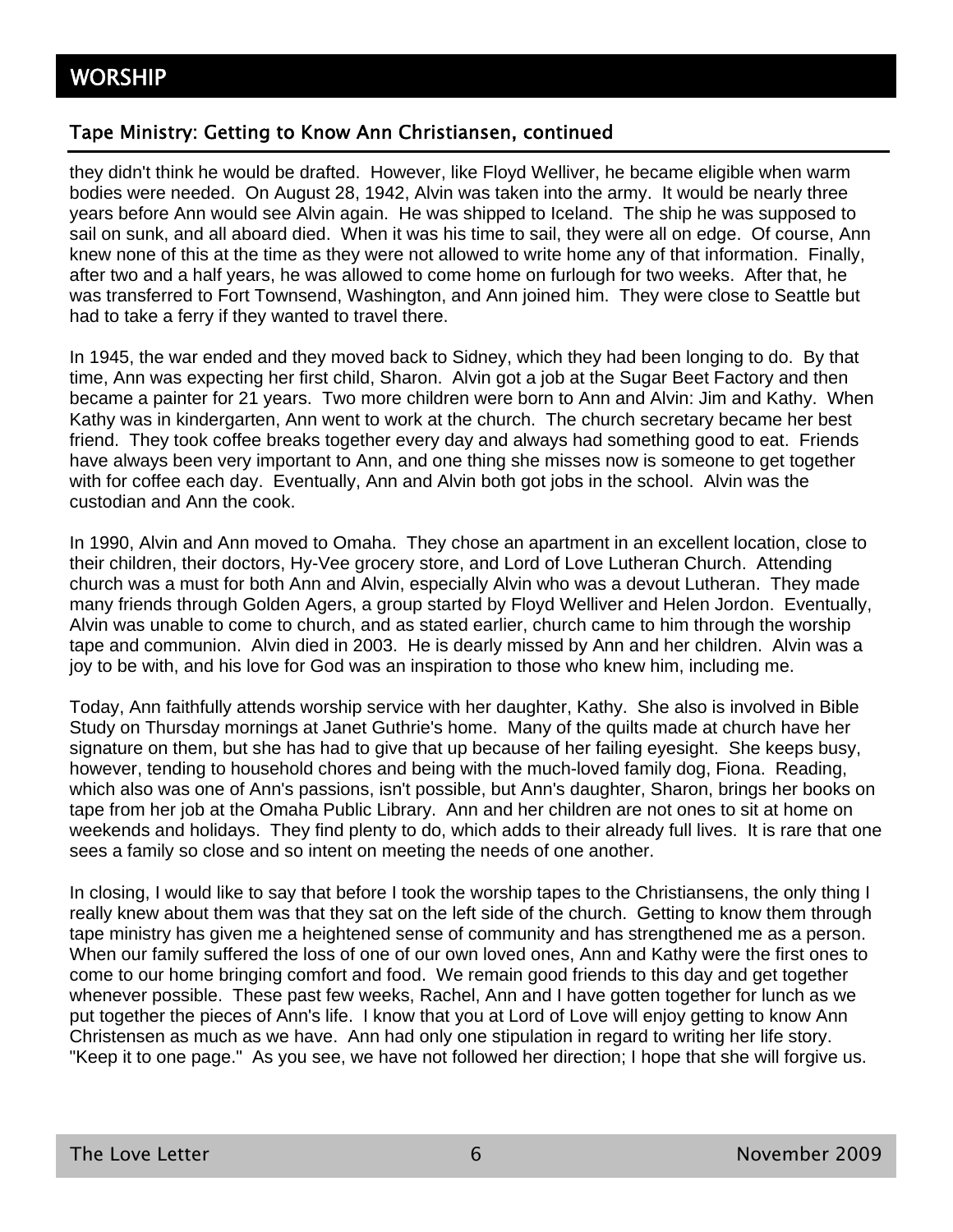# WORSHIP

## Tape Ministry: Getting to Know Ann Christiansen, continued

they didn't think he would be drafted. However, like Floyd Welliver, he became eligible when warm bodies were needed. On August 28, 1942, Alvin was taken into the army. It would be nearly three years before Ann would see Alvin again. He was shipped to Iceland. The ship he was supposed to sail on sunk, and all aboard died. When it was his time to sail, they were all on edge. Of course, Ann knew none of this at the time as they were not allowed to write home any of that information. Finally, after two and a half years, he was allowed to come home on furlough for two weeks. After that, he was transferred to Fort Townsend, Washington, and Ann joined him. They were close to Seattle but had to take a ferry if they wanted to travel there.

In 1945, the war ended and they moved back to Sidney, which they had been longing to do. By that time, Ann was expecting her first child, Sharon. Alvin got a job at the Sugar Beet Factory and then became a painter for 21 years. Two more children were born to Ann and Alvin: Jim and Kathy. When Kathy was in kindergarten, Ann went to work at the church. The church secretary became her best friend. They took coffee breaks together every day and always had something good to eat. Friends have always been very important to Ann, and one thing she misses now is someone to get together with for coffee each day. Eventually, Ann and Alvin both got jobs in the school. Alvin was the custodian and Ann the cook.

In 1990, Alvin and Ann moved to Omaha. They chose an apartment in an excellent location, close to their children, their doctors, Hy-Vee grocery store, and Lord of Love Lutheran Church. Attending church was a must for both Ann and Alvin, especially Alvin who was a devout Lutheran. They made many friends through Golden Agers, a group started by Floyd Welliver and Helen Jordon. Eventually, Alvin was unable to come to church, and as stated earlier, church came to him through the worship tape and communion. Alvin died in 2003. He is dearly missed by Ann and her children. Alvin was a joy to be with, and his love for God was an inspiration to those who knew him, including me.

Today, Ann faithfully attends worship service with her daughter, Kathy. She also is involved in Bible Study on Thursday mornings at Janet Guthrie's home. Many of the quilts made at church have her signature on them, but she has had to give that up because of her failing eyesight. She keeps busy, however, tending to household chores and being with the much-loved family dog, Fiona. Reading, which also was one of Ann's passions, isn't possible, but Ann's daughter, Sharon, brings her books on tape from her job at the Omaha Public Library. Ann and her children are not ones to sit at home on weekends and holidays. They find plenty to do, which adds to their already full lives. It is rare that one sees a family so close and so intent on meeting the needs of one another.

In closing, I would like to say that before I took the worship tapes to the Christiansens, the only thing I really knew about them was that they sat on the left side of the church. Getting to know them through tape ministry has given me a heightened sense of community and has strengthened me as a person. When our family suffered the loss of one of our own loved ones, Ann and Kathy were the first ones to come to our home bringing comfort and food. We remain good friends to this day and get together whenever possible. These past few weeks, Rachel, Ann and I have gotten together for lunch as we put together the pieces of Ann's life. I know that you at Lord of Love will enjoy getting to know Ann Christensen as much as we have. Ann had only one stipulation in regard to writing her life story. "Keep it to one page." As you see, we have not followed her direction; I hope that she will forgive us.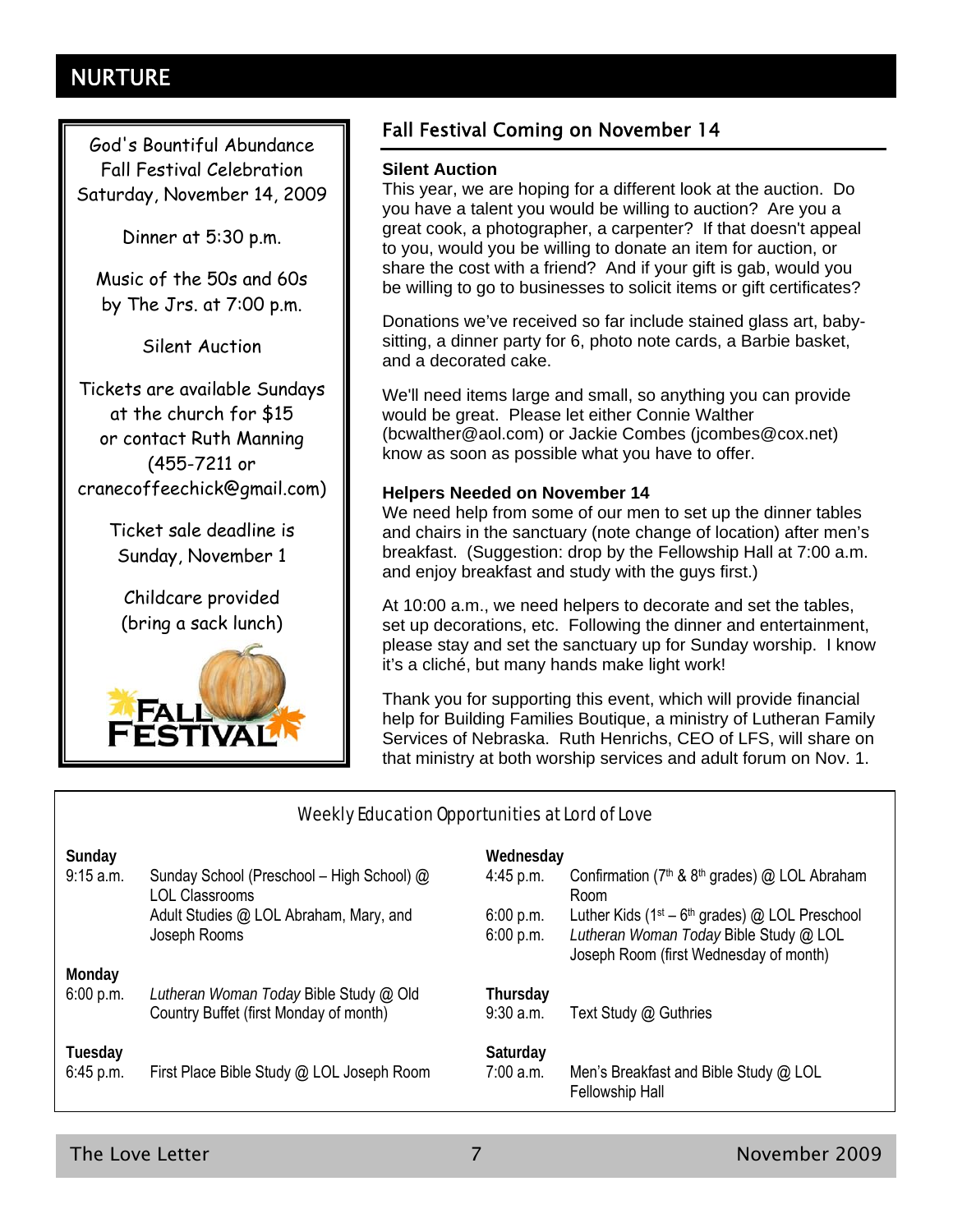# NURTURE

God's Bountiful Abundance
Fall Festival Celebration
Saturday, November 14, 2009

Dinner at 5:30 p.m.

Music of the 50s and 60s
by The Jrs. at 7:00 p.m.

Silent Auction

Tickets are available Sundays
at the church for $15
or contact Ruth Manning
(455-7211 or
cranecoffeechick@gmail.com)

Ticket sale deadline is
Sunday, November 1

Childcare provided
(bring a sack lunch)

FALL FESTIVAL

## Fall Festival Coming on November 14

**Silent Auction**

This year, we are hoping for a different look at the auction. Do you have a talent you would be willing to auction? Are you a great cook, a photographer, a carpenter? If that doesn't appeal to you, would you be willing to donate an item for auction, or share the cost with a friend? And if your gift is gab, would you be willing to go to businesses to solicit items or gift certificates?

Donations we've received so far include stained glass art, baby-sitting, a dinner party for 6, photo note cards, a Barbie basket, and a decorated cake.

We'll need items large and small, so anything you can provide would be great. Please let either Connie Walther (bcwalther@aol.com) or Jackie Combes (jcombes@cox.net) know as soon as possible what you have to offer.

**Helpers Needed on November 14**

We need help from some of our men to set up the dinner tables and chairs in the sanctuary (note change of location) after men's breakfast. (Suggestion: drop by the Fellowship Hall at 7:00 a.m. and enjoy breakfast and study with the guys first.)

At 10:00 a.m., we need helpers to decorate and set the tables, set up decorations, etc. Following the dinner and entertainment, please stay and set the sanctuary up for Sunday worship. I know it's a cliché, but many hands make light work!

Thank you for supporting this event, which will provide financial help for Building Families Boutique, a ministry of Lutheran Family Services of Nebraska. Ruth Henrichs, CEO of LFS, will share on that ministry at both worship services and adult forum on Nov. 1.

## Weekly Education Opportunities at Lord of Love

**Sunday**

| | |
|---|---|
| 9:15 a.m. | Sunday School (Preschool – High School) @ LOL Classrooms |
| | Adult Studies @ LOL Abraham, Mary, and Joseph Rooms |

**Monday**

| | |
|---|---|
| 6:00 p.m. | *Lutheran Woman Today* Bible Study @ Old Country Buffet (first Monday of month) |

**Tuesday**

| | |
|---|---|
| 6:45 p.m. | First Place Bible Study @ LOL Joseph Room |

**Wednesday**

| | |
|---|---|
| 4:45 p.m. | Confirmation (7th & 8th grades) @ LOL Abraham Room |
| 6:00 p.m. | Luther Kids (1st – 6th grades) @ LOL Preschool |
| 6:00 p.m. | *Lutheran Woman Today* Bible Study @ LOL Joseph Room (first Wednesday of month) |

**Thursday**

| | |
|---|---|
| 9:30 a.m. | Text Study @ Guthries |

**Saturday**

| | |
|---|---|
| 7:00 a.m. | Men's Breakfast and Bible Study @ LOL Fellowship Hall |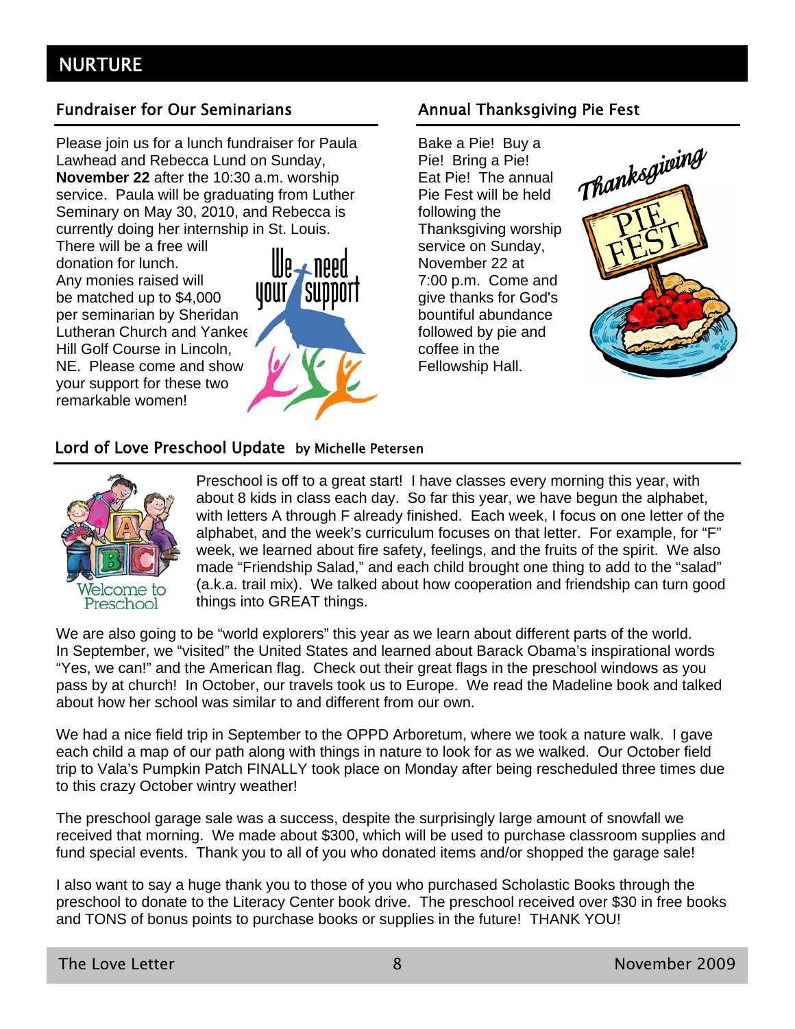# NURTURE

## Fundraiser for Our Seminarians

Please join us for a lunch fundraiser for Paula Lawhead and Rebecca Lund on Sunday, **November 22** after the 10:30 a.m. worship service. Paula will be graduating from Luther Seminary on May 30, 2010, and Rebecca is currently doing her internship in St. Louis. There will be a free will donation for lunch. Any monies raised will be matched up to $4,000 per seminarian by Sheridan Lutheran Church and Yankee Hill Golf Course in Lincoln, NE. Please come and show your support for these two remarkable women!

## Annual Thanksgiving Pie Fest

Bake a Pie! Buy a Pie! Bring a Pie! Eat Pie! The annual Pie Fest will be held following the Thanksgiving worship service on Sunday, November 22 at 7:00 p.m. Come and give thanks for God's bountiful abundance followed by pie and coffee in the Fellowship Hall.

## Lord of Love Preschool Update by Michelle Petersen

Preschool is off to a great start! I have classes every morning this year, with about 8 kids in class each day. So far this year, we have begun the alphabet, with letters A through F already finished. Each week, I focus on one letter of the alphabet, and the week's curriculum focuses on that letter. For example, for "F" week, we learned about fire safety, feelings, and the fruits of the spirit. We also made "Friendship Salad," and each child brought one thing to add to the "salad" (a.k.a. trail mix). We talked about how cooperation and friendship can turn good things into GREAT things.

We are also going to be "world explorers" this year as we learn about different parts of the world. In September, we "visited" the United States and learned about Barack Obama's inspirational words "Yes, we can!" and the American flag. Check out their great flags in the preschool windows as you pass by at church! In October, our travels took us to Europe. We read the Madeline book and talked about how her school was similar to and different from our own.

We had a nice field trip in September to the OPPD Arboretum, where we took a nature walk. I gave each child a map of our path along with things in nature to look for as we walked. Our October field trip to Vala's Pumpkin Patch FINALLY took place on Monday after being rescheduled three times due to this crazy October wintry weather!

The preschool garage sale was a success, despite the surprisingly large amount of snowfall we received that morning. We made about $300, which will be used to purchase classroom supplies and fund special events. Thank you to all of you who donated items and/or shopped the garage sale!

I also want to say a huge thank you to those of you who purchased Scholastic Books through the preschool to donate to the Literacy Center book drive. The preschool received over $30 in free books and TONS of bonus points to purchase books or supplies in the future! THANK YOU!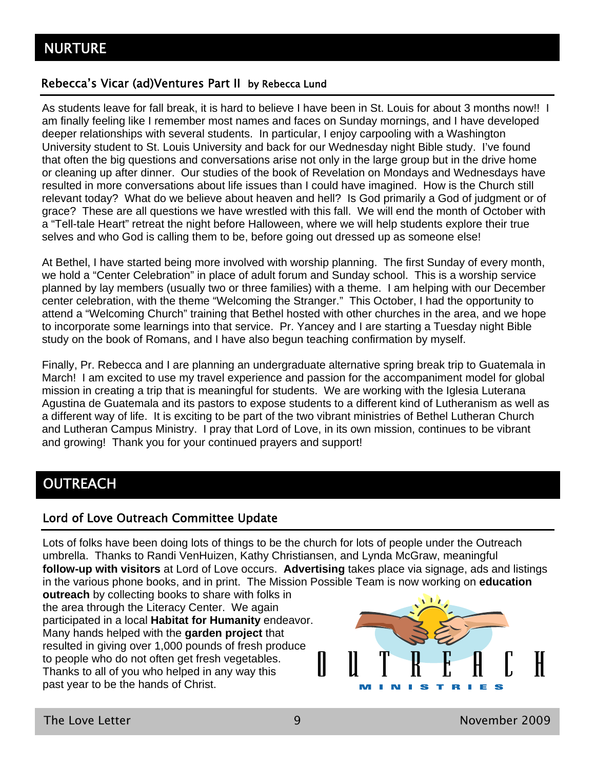# NURTURE

## Rebecca's Vicar (ad)Ventures Part II by Rebecca Lund

As students leave for fall break, it is hard to believe I have been in St. Louis for about 3 months now!! I am finally feeling like I remember most names and faces on Sunday mornings, and I have developed deeper relationships with several students. In particular, I enjoy carpooling with a Washington University student to St. Louis University and back for our Wednesday night Bible study. I've found that often the big questions and conversations arise not only in the large group but in the drive home or cleaning up after dinner. Our studies of the book of Revelation on Mondays and Wednesdays have resulted in more conversations about life issues than I could have imagined. How is the Church still relevant today? What do we believe about heaven and hell? Is God primarily a God of judgment or of grace? These are all questions we have wrestled with this fall. We will end the month of October with a "Tell-tale Heart" retreat the night before Halloween, where we will help students explore their true selves and who God is calling them to be, before going out dressed up as someone else!

At Bethel, I have started being more involved with worship planning. The first Sunday of every month, we hold a "Center Celebration" in place of adult forum and Sunday school. This is a worship service planned by lay members (usually two or three families) with a theme. I am helping with our December center celebration, with the theme "Welcoming the Stranger." This October, I had the opportunity to attend a "Welcoming Church" training that Bethel hosted with other churches in the area, and we hope to incorporate some learnings into that service. Pr. Yancey and I are starting a Tuesday night Bible study on the book of Romans, and I have also begun teaching confirmation by myself.

Finally, Pr. Rebecca and I are planning an undergraduate alternative spring break trip to Guatemala in March! I am excited to use my travel experience and passion for the accompaniment model for global mission in creating a trip that is meaningful for students. We are working with the Iglesia Luterana Agustina de Guatemala and its pastors to expose students to a different kind of Lutheranism as well as a different way of life. It is exciting to be part of the two vibrant ministries of Bethel Lutheran Church and Lutheran Campus Ministry. I pray that Lord of Love, in its own mission, continues to be vibrant and growing! Thank you for your continued prayers and support!

# OUTREACH

## Lord of Love Outreach Committee Update

Lots of folks have been doing lots of things to be the church for lots of people under the Outreach umbrella. Thanks to Randi VenHuizen, Kathy Christiansen, and Lynda McGraw, meaningful **follow-up with visitors** at Lord of Love occurs. **Advertising** takes place via signage, ads and listings in the various phone books, and in print. The Mission Possible Team is now working on **education outreach** by collecting books to share with folks in the area through the Literacy Center. We again participated in a local **Habitat for Humanity** endeavor. Many hands helped with the **garden project** that resulted in giving over 1,000 pounds of fresh produce to people who do not often get fresh vegetables. Thanks to all of you who helped in any way this past year to be the hands of Christ.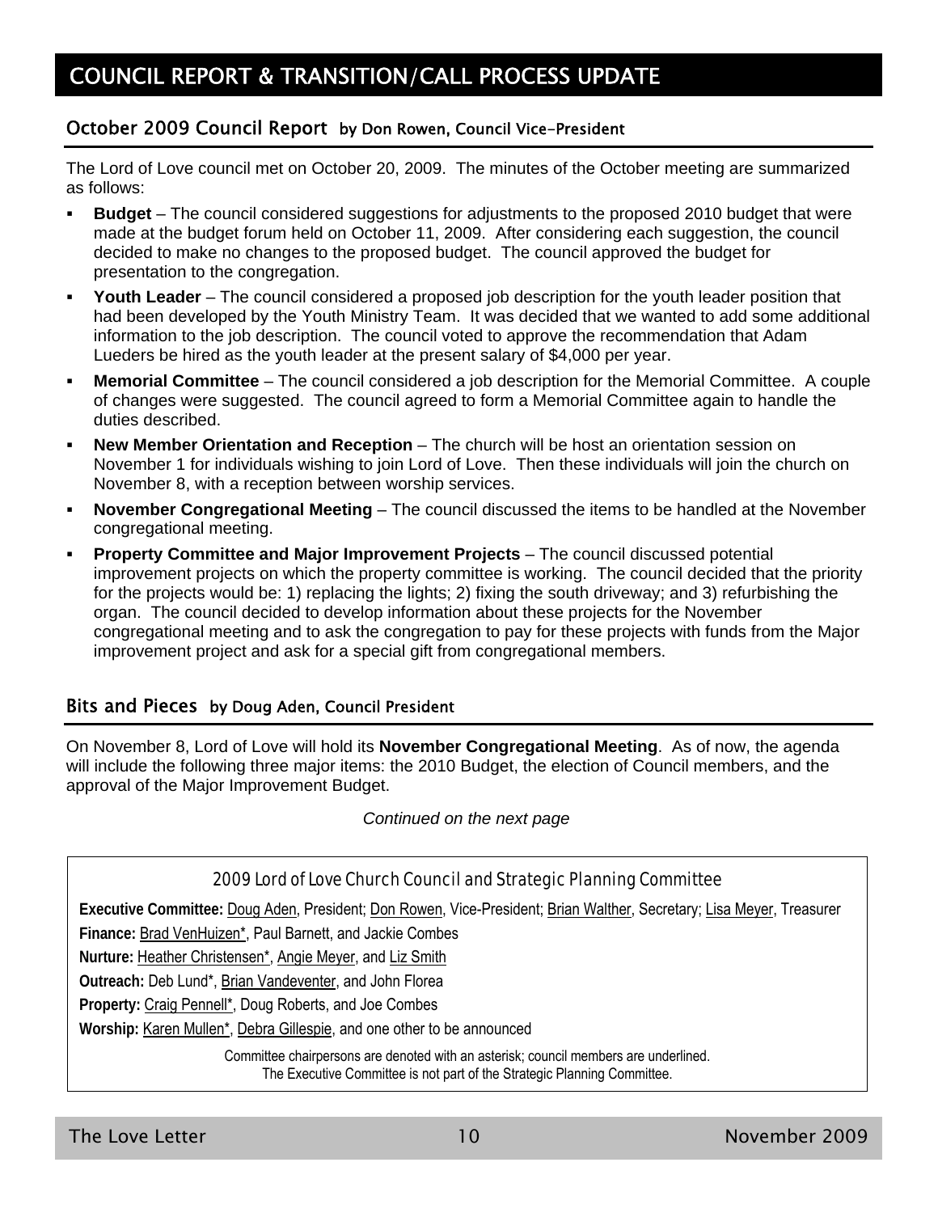# COUNCIL REPORT & TRANSITION/CALL PROCESS UPDATE

## October 2009 Council Report by Don Rowen, Council Vice-President

The Lord of Love council met on October 20, 2009. The minutes of the October meeting are summarized as follows:

- **Budget** – The council considered suggestions for adjustments to the proposed 2010 budget that were made at the budget forum held on October 11, 2009. After considering each suggestion, the council decided to make no changes to the proposed budget. The council approved the budget for presentation to the congregation.
- **Youth Leader** – The council considered a proposed job description for the youth leader position that had been developed by the Youth Ministry Team. It was decided that we wanted to add some additional information to the job description. The council voted to approve the recommendation that Adam Lueders be hired as the youth leader at the present salary of $4,000 per year.
- **Memorial Committee** – The council considered a job description for the Memorial Committee. A couple of changes were suggested. The council agreed to form a Memorial Committee again to handle the duties described.
- **New Member Orientation and Reception** – The church will be host an orientation session on November 1 for individuals wishing to join Lord of Love. Then these individuals will join the church on November 8, with a reception between worship services.
- **November Congregational Meeting** – The council discussed the items to be handled at the November congregational meeting.
- **Property Committee and Major Improvement Projects** – The council discussed potential improvement projects on which the property committee is working. The council decided that the priority for the projects would be: 1) replacing the lights; 2) fixing the south driveway; and 3) refurbishing the organ. The council decided to develop information about these projects for the November congregational meeting and to ask the congregation to pay for these projects with funds from the Major improvement project and ask for a special gift from congregational members.

## Bits and Pieces by Doug Aden, Council President

On November 8, Lord of Love will hold its **November Congregational Meeting**. As of now, the agenda will include the following three major items: the 2010 Budget, the election of Council members, and the approval of the Major Improvement Budget.

*Continued on the next page*

### 2009 Lord of Love Church Council and Strategic Planning Committee

**Executive Committee:** Doug Aden, President; Don Rowen, Vice-President; Brian Walther, Secretary; Lisa Meyer, Treasurer

**Finance:** Brad VenHuizen*, Paul Barnett, and Jackie Combes

**Nurture:** Heather Christensen*, Angie Meyer, and Liz Smith

**Outreach:** Deb Lund*, Brian Vandeventer, and John Florea

**Property:** Craig Pennell*, Doug Roberts, and Joe Combes

**Worship:** Karen Mullen*, Debra Gillespie, and one other to be announced

Committee chairpersons are denoted with an asterisk; council members are underlined.
The Executive Committee is not part of the Strategic Planning Committee.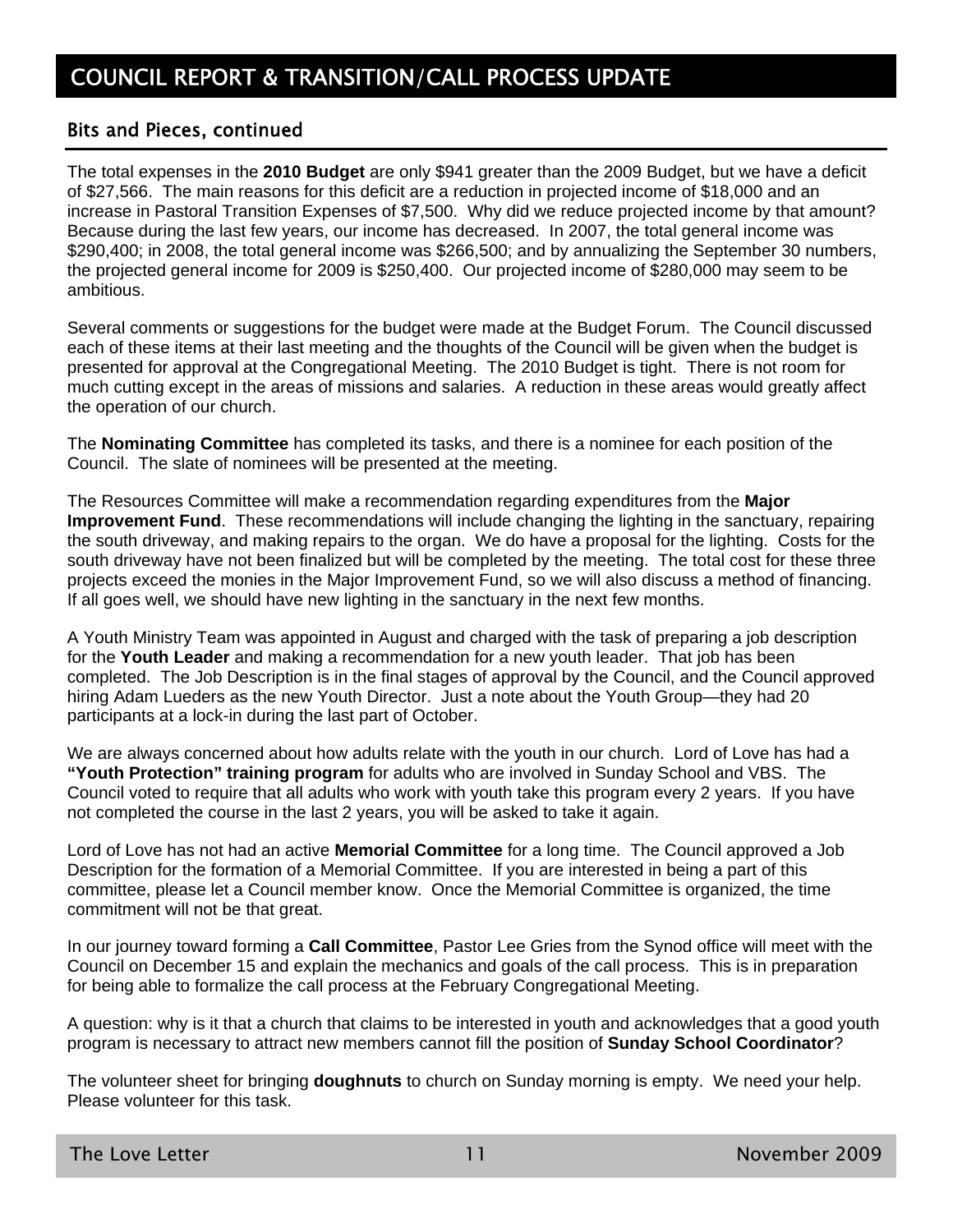# COUNCIL REPORT & TRANSITION/CALL PROCESS UPDATE

## Bits and Pieces, continued

The total expenses in the **2010 Budget** are only $941 greater than the 2009 Budget, but we have a deficit of $27,566. The main reasons for this deficit are a reduction in projected income of $18,000 and an increase in Pastoral Transition Expenses of $7,500. Why did we reduce projected income by that amount? Because during the last few years, our income has decreased. In 2007, the total general income was $290,400; in 2008, the total general income was $266,500; and by annualizing the September 30 numbers, the projected general income for 2009 is $250,400. Our projected income of $280,000 may seem to be ambitious.

Several comments or suggestions for the budget were made at the Budget Forum. The Council discussed each of these items at their last meeting and the thoughts of the Council will be given when the budget is presented for approval at the Congregational Meeting. The 2010 Budget is tight. There is not room for much cutting except in the areas of missions and salaries. A reduction in these areas would greatly affect the operation of our church.

The **Nominating Committee** has completed its tasks, and there is a nominee for each position of the Council. The slate of nominees will be presented at the meeting.

The Resources Committee will make a recommendation regarding expenditures from the **Major Improvement Fund**. These recommendations will include changing the lighting in the sanctuary, repairing the south driveway, and making repairs to the organ. We do have a proposal for the lighting. Costs for the south driveway have not been finalized but will be completed by the meeting. The total cost for these three projects exceed the monies in the Major Improvement Fund, so we will also discuss a method of financing. If all goes well, we should have new lighting in the sanctuary in the next few months.

A Youth Ministry Team was appointed in August and charged with the task of preparing a job description for the **Youth Leader** and making a recommendation for a new youth leader. That job has been completed. The Job Description is in the final stages of approval by the Council, and the Council approved hiring Adam Lueders as the new Youth Director. Just a note about the Youth Group—they had 20 participants at a lock-in during the last part of October.

We are always concerned about how adults relate with the youth in our church. Lord of Love has had a **"Youth Protection" training program** for adults who are involved in Sunday School and VBS. The Council voted to require that all adults who work with youth take this program every 2 years. If you have not completed the course in the last 2 years, you will be asked to take it again.

Lord of Love has not had an active **Memorial Committee** for a long time. The Council approved a Job Description for the formation of a Memorial Committee. If you are interested in being a part of this committee, please let a Council member know. Once the Memorial Committee is organized, the time commitment will not be that great.

In our journey toward forming a **Call Committee**, Pastor Lee Gries from the Synod office will meet with the Council on December 15 and explain the mechanics and goals of the call process. This is in preparation for being able to formalize the call process at the February Congregational Meeting.

A question: why is it that a church that claims to be interested in youth and acknowledges that a good youth program is necessary to attract new members cannot fill the position of **Sunday School Coordinator**?

The volunteer sheet for bringing **doughnuts** to church on Sunday morning is empty. We need your help. Please volunteer for this task.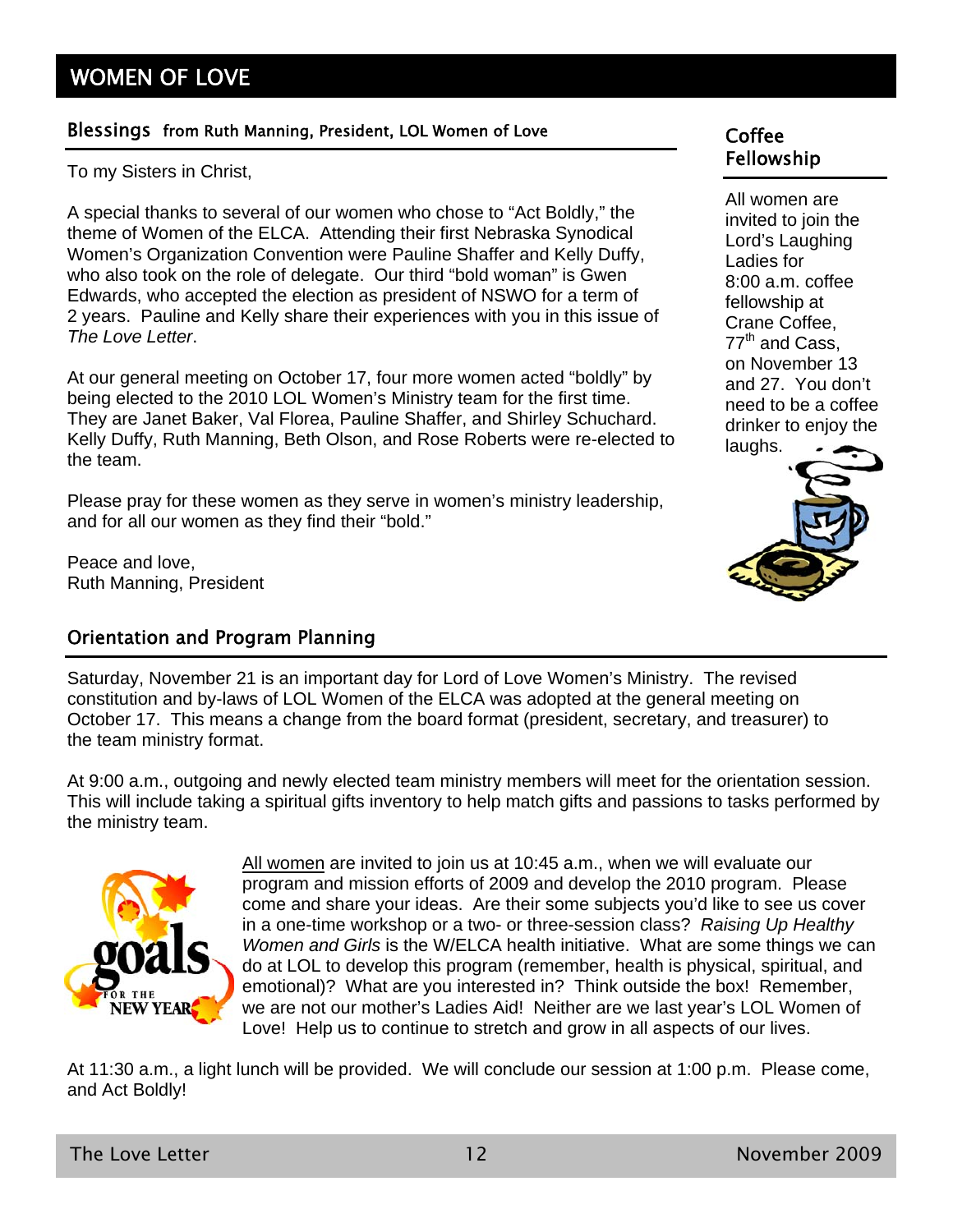# WOMEN OF LOVE

## Blessings from Ruth Manning, President, LOL Women of Love

To my Sisters in Christ,

A special thanks to several of our women who chose to "Act Boldly," the theme of Women of the ELCA. Attending their first Nebraska Synodical Women's Organization Convention were Pauline Shaffer and Kelly Duffy, who also took on the role of delegate. Our third "bold woman" is Gwen Edwards, who accepted the election as president of NSWO for a term of 2 years. Pauline and Kelly share their experiences with you in this issue of *The Love Letter*.

At our general meeting on October 17, four more women acted "boldly" by being elected to the 2010 LOL Women's Ministry team for the first time. They are Janet Baker, Val Florea, Pauline Shaffer, and Shirley Schuchard. Kelly Duffy, Ruth Manning, Beth Olson, and Rose Roberts were re-elected to the team.

Please pray for these women as they serve in women's ministry leadership, and for all our women as they find their "bold."

Peace and love,
Ruth Manning, President

## Coffee Fellowship

All women are invited to join the Lord's Laughing Ladies for 8:00 a.m. coffee fellowship at Crane Coffee, 77th and Cass, on November 13 and 27. You don't need to be a coffee drinker to enjoy the laughs.

## Orientation and Program Planning

Saturday, November 21 is an important day for Lord of Love Women's Ministry. The revised constitution and by-laws of LOL Women of the ELCA was adopted at the general meeting on October 17. This means a change from the board format (president, secretary, and treasurer) to the team ministry format.

At 9:00 a.m., outgoing and newly elected team ministry members will meet for the orientation session. This will include taking a spiritual gifts inventory to help match gifts and passions to tasks performed by the ministry team.

All women are invited to join us at 10:45 a.m., when we will evaluate our program and mission efforts of 2009 and develop the 2010 program. Please come and share your ideas. Are their some subjects you'd like to see us cover in a one-time workshop or a two- or three-session class? *Raising Up Healthy Women and Girls* is the W/ELCA health initiative. What are some things we can do at LOL to develop this program (remember, health is physical, spiritual, and emotional)? What are you interested in? Think outside the box! Remember, we are not our mother's Ladies Aid! Neither are we last year's LOL Women of Love! Help us to continue to stretch and grow in all aspects of our lives.

At 11:30 a.m., a light lunch will be provided. We will conclude our session at 1:00 p.m. Please come, and Act Boldly!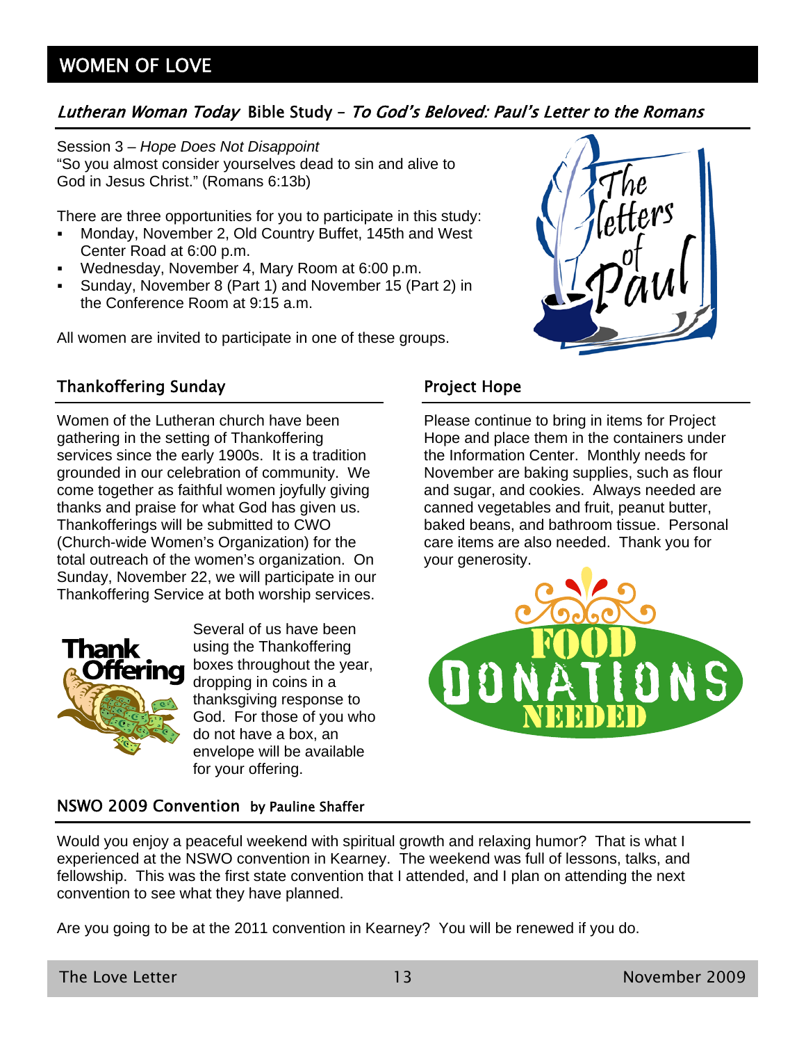# WOMEN OF LOVE

## *Lutheran Woman Today* Bible Study – *To God's Beloved: Paul's Letter to the Romans*

Session 3 – *Hope Does Not Disappoint*
"So you almost consider yourselves dead to sin and alive to God in Jesus Christ." (Romans 6:13b)

There are three opportunities for you to participate in this study:

- Monday, November 2, Old Country Buffet, 145th and West Center Road at 6:00 p.m.
- Wednesday, November 4, Mary Room at 6:00 p.m.
- Sunday, November 8 (Part 1) and November 15 (Part 2) in the Conference Room at 9:15 a.m.

All women are invited to participate in one of these groups.

## Thankoffering Sunday

Women of the Lutheran church have been gathering in the setting of Thankoffering services since the early 1900s. It is a tradition grounded in our celebration of community. We come together as faithful women joyfully giving thanks and praise for what God has given us. Thankofferings will be submitted to CWO (Church-wide Women's Organization) for the total outreach of the women's organization. On Sunday, November 22, we will participate in our Thankoffering Service at both worship services.

Several of us have been using the Thankoffering boxes throughout the year, dropping in coins in a thanksgiving response to God. For those of you who do not have a box, an envelope will be available for your offering.

## Project Hope

Please continue to bring in items for Project Hope and place them in the containers under the Information Center. Monthly needs for November are baking supplies, such as flour and sugar, and cookies. Always needed are canned vegetables and fruit, peanut butter, baked beans, and bathroom tissue. Personal care items are also needed. Thank you for your generosity.

## NSWO 2009 Convention by Pauline Shaffer

Would you enjoy a peaceful weekend with spiritual growth and relaxing humor? That is what I experienced at the NSWO convention in Kearney. The weekend was full of lessons, talks, and fellowship. This was the first state convention that I attended, and I plan on attending the next convention to see what they have planned.

Are you going to be at the 2011 convention in Kearney? You will be renewed if you do.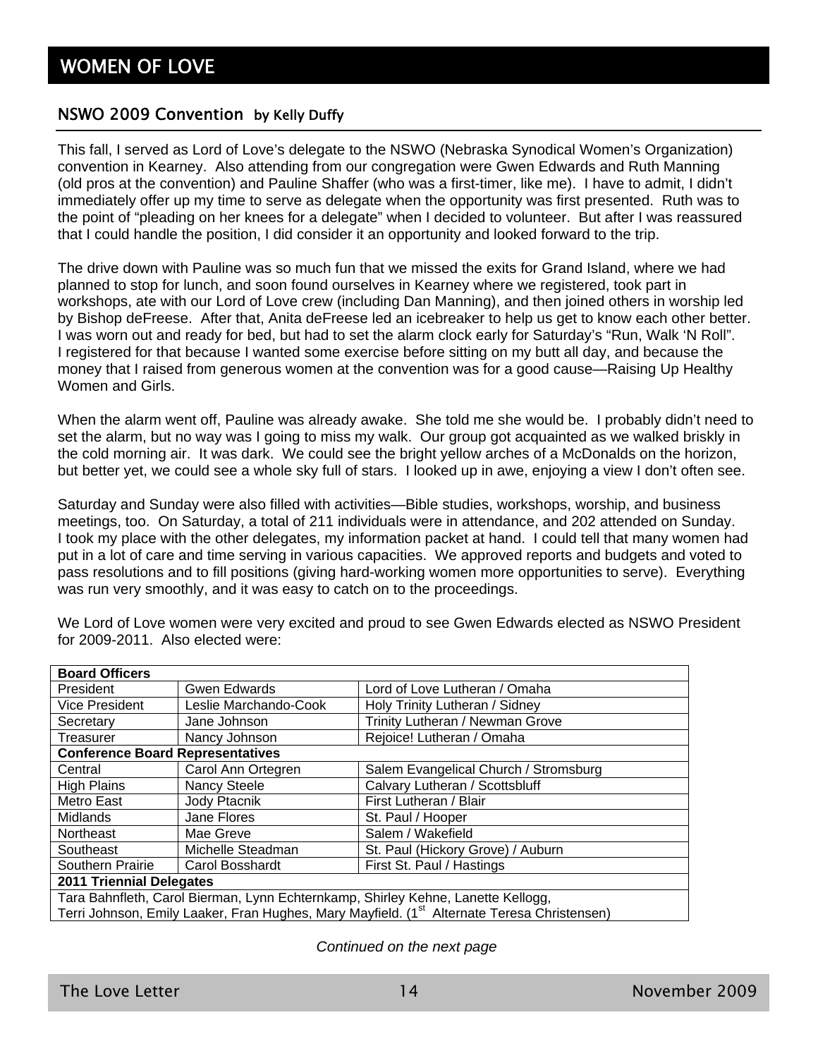# WOMEN OF LOVE

## NSWO 2009 Convention by Kelly Duffy

This fall, I served as Lord of Love's delegate to the NSWO (Nebraska Synodical Women's Organization) convention in Kearney. Also attending from our congregation were Gwen Edwards and Ruth Manning (old pros at the convention) and Pauline Shaffer (who was a first-timer, like me). I have to admit, I didn't immediately offer up my time to serve as delegate when the opportunity was first presented. Ruth was to the point of "pleading on her knees for a delegate" when I decided to volunteer. But after I was reassured that I could handle the position, I did consider it an opportunity and looked forward to the trip.

The drive down with Pauline was so much fun that we missed the exits for Grand Island, where we had planned to stop for lunch, and soon found ourselves in Kearney where we registered, took part in workshops, ate with our Lord of Love crew (including Dan Manning), and then joined others in worship led by Bishop deFreese. After that, Anita deFreese led an icebreaker to help us get to know each other better. I was worn out and ready for bed, but had to set the alarm clock early for Saturday's "Run, Walk 'N Roll". I registered for that because I wanted some exercise before sitting on my butt all day, and because the money that I raised from generous women at the convention was for a good cause—Raising Up Healthy Women and Girls.

When the alarm went off, Pauline was already awake. She told me she would be. I probably didn't need to set the alarm, but no way was I going to miss my walk. Our group got acquainted as we walked briskly in the cold morning air. It was dark. We could see the bright yellow arches of a McDonalds on the horizon, but better yet, we could see a whole sky full of stars. I looked up in awe, enjoying a view I don't often see.

Saturday and Sunday were also filled with activities—Bible studies, workshops, worship, and business meetings, too. On Saturday, a total of 211 individuals were in attendance, and 202 attended on Sunday. I took my place with the other delegates, my information packet at hand. I could tell that many women had put in a lot of care and time serving in various capacities. We approved reports and budgets and voted to pass resolutions and to fill positions (giving hard-working women more opportunities to serve). Everything was run very smoothly, and it was easy to catch on to the proceedings.

We Lord of Love women were very excited and proud to see Gwen Edwards elected as NSWO President for 2009-2011. Also elected were:

| **Board Officers** | | |
|---|---|---|
| President | Gwen Edwards | Lord of Love Lutheran / Omaha |
| Vice President | Leslie Marchando-Cook | Holy Trinity Lutheran / Sidney |
| Secretary | Jane Johnson | Trinity Lutheran / Newman Grove |
| Treasurer | Nancy Johnson | Rejoice! Lutheran / Omaha |
| **Conference Board Representatives** | | |
| Central | Carol Ann Ortegren | Salem Evangelical Church / Stromsburg |
| High Plains | Nancy Steele | Calvary Lutheran / Scottsbluff |
| Metro East | Jody Ptacnik | First Lutheran / Blair |
| Midlands | Jane Flores | St. Paul / Hooper |
| Northeast | Mae Greve | Salem / Wakefield |
| Southeast | Michelle Steadman | St. Paul (Hickory Grove) / Auburn |
| Southern Prairie | Carol Bosshardt | First St. Paul / Hastings |
| **2011 Triennial Delegates** | | |
| Tara Bahnfleth, Carol Bierman, Lynn Echternkamp, Shirley Kehne, Lanette Kellogg, Terri Johnson, Emily Laaker, Fran Hughes, Mary Mayfield. (1st Alternate Teresa Christensen) | | |

*Continued on the next page*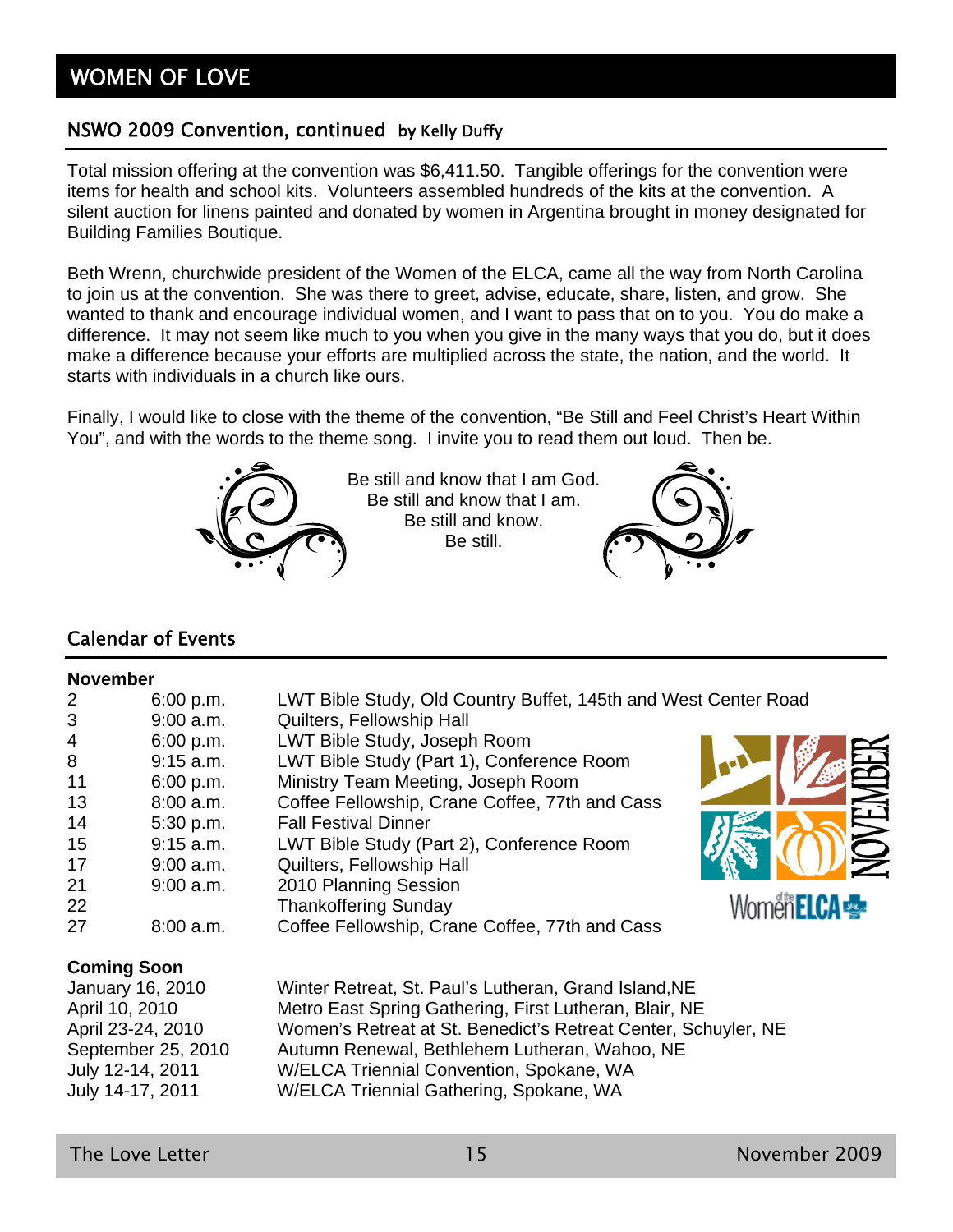# WOMEN OF LOVE

## NSWO 2009 Convention, continued by Kelly Duffy

Total mission offering at the convention was $6,411.50. Tangible offerings for the convention were items for health and school kits. Volunteers assembled hundreds of the kits at the convention. A silent auction for linens painted and donated by women in Argentina brought in money designated for Building Families Boutique.

Beth Wrenn, churchwide president of the Women of the ELCA, came all the way from North Carolina to join us at the convention. She was there to greet, advise, educate, share, listen, and grow. She wanted to thank and encourage individual women, and I want to pass that on to you. You do make a difference. It may not seem like much to you when you give in the many ways that you do, but it does make a difference because your efforts are multiplied across the state, the nation, and the world. It starts with individuals in a church like ours.

Finally, I would like to close with the theme of the convention, "Be Still and Feel Christ's Heart Within You", and with the words to the theme song. I invite you to read them out loud. Then be.

Be still and know that I am God.
Be still and know that I am.
Be still and know.
Be still.

## Calendar of Events

**November**

| | | |
|---|---|---|
| 2 | 6:00 p.m. | LWT Bible Study, Old Country Buffet, 145th and West Center Road |
| 3 | 9:00 a.m. | Quilters, Fellowship Hall |
| 4 | 6:00 p.m. | LWT Bible Study, Joseph Room |
| 8 | 9:15 a.m. | LWT Bible Study (Part 1), Conference Room |
| 11 | 6:00 p.m. | Ministry Team Meeting, Joseph Room |
| 13 | 8:00 a.m. | Coffee Fellowship, Crane Coffee, 77th and Cass |
| 14 | 5:30 p.m. | Fall Festival Dinner |
| 15 | 9:15 a.m. | LWT Bible Study (Part 2), Conference Room |
| 17 | 9:00 a.m. | Quilters, Fellowship Hall |
| 21 | 9:00 a.m. | 2010 Planning Session |
| 22 | | Thankoffering Sunday |
| 27 | 8:00 a.m. | Coffee Fellowship, Crane Coffee, 77th and Cass |

NOVEMBER

Women of the ELCA

**Coming Soon**

| | |
|---|---|
| January 16, 2010 | Winter Retreat, St. Paul's Lutheran, Grand Island,NE |
| April 10, 2010 | Metro East Spring Gathering, First Lutheran, Blair, NE |
| April 23-24, 2010 | Women's Retreat at St. Benedict's Retreat Center, Schuyler, NE |
| September 25, 2010 | Autumn Renewal, Bethlehem Lutheran, Wahoo, NE |
| July 12-14, 2011 | W/ELCA Triennial Convention, Spokane, WA |
| July 14-17, 2011 | W/ELCA Triennial Gathering, Spokane, WA |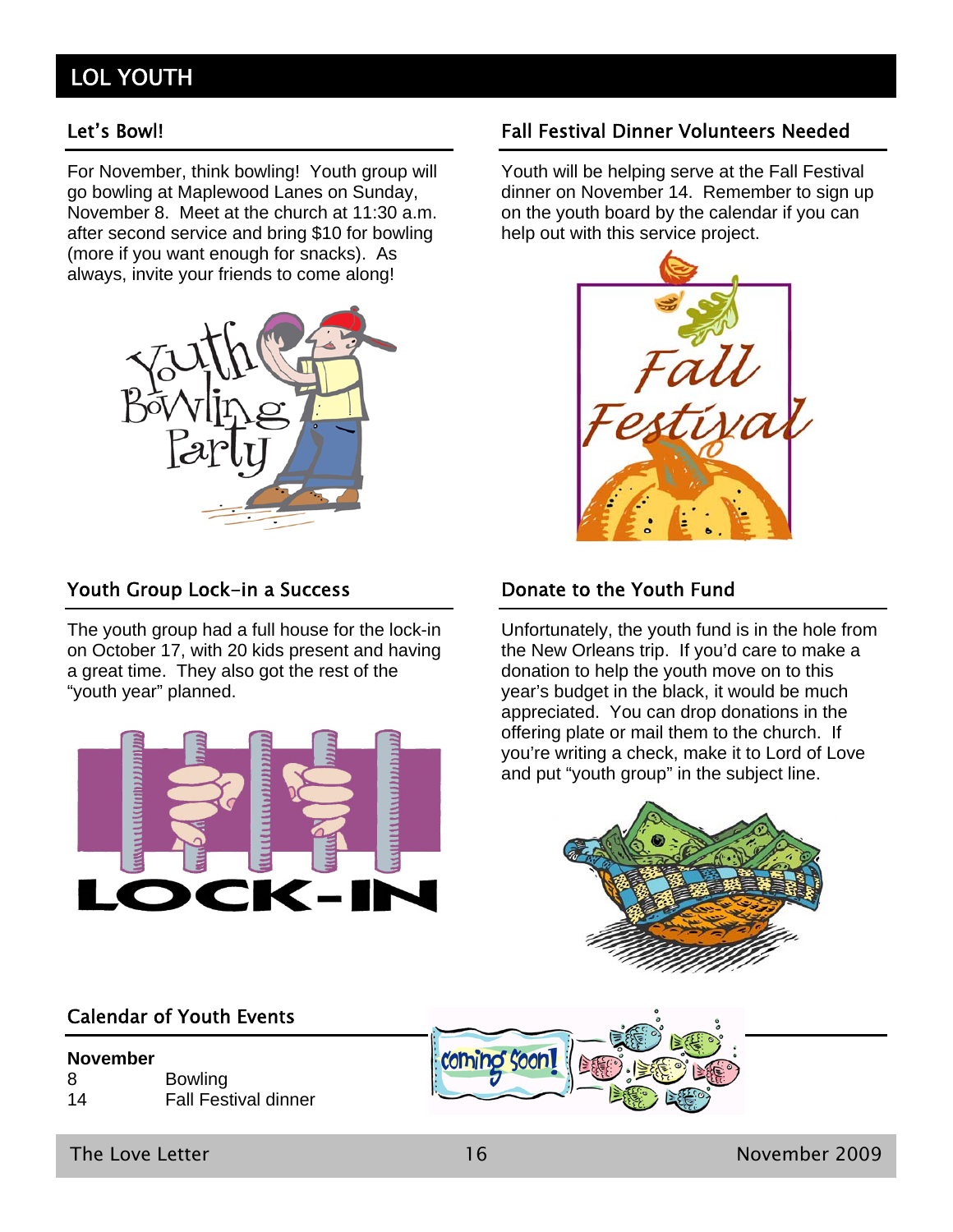# LOL YOUTH

## Let's Bowl!

For November, think bowling! Youth group will go bowling at Maplewood Lanes on Sunday, November 8. Meet at the church at 11:30 a.m. after second service and bring $10 for bowling (more if you want enough for snacks). As always, invite your friends to come along!

## Fall Festival Dinner Volunteers Needed

Youth will be helping serve at the Fall Festival dinner on November 14. Remember to sign up on the youth board by the calendar if you can help out with this service project.

## Youth Group Lock-in a Success

The youth group had a full house for the lock-in on October 17, with 20 kids present and having a great time. They also got the rest of the "youth year" planned.

## Donate to the Youth Fund

Unfortunately, the youth fund is in the hole from the New Orleans trip. If you'd care to make a donation to help the youth move on to this year's budget in the black, it would be much appreciated. You can drop donations in the offering plate or mail them to the church. If you're writing a check, make it to Lord of Love and put "youth group" in the subject line.

## Calendar of Youth Events

**November**

| | |
|---|---|
| 8 | Bowling |
| 14 | Fall Festival dinner |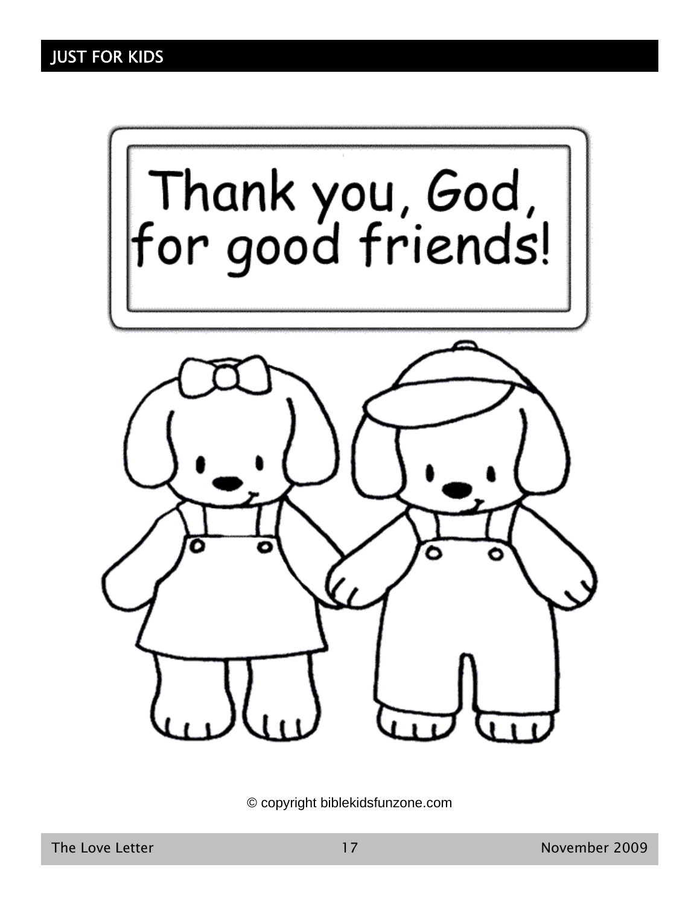## JUST FOR KIDS

Thank you, God, for good friends!

© copyright biblekidsfunzone.com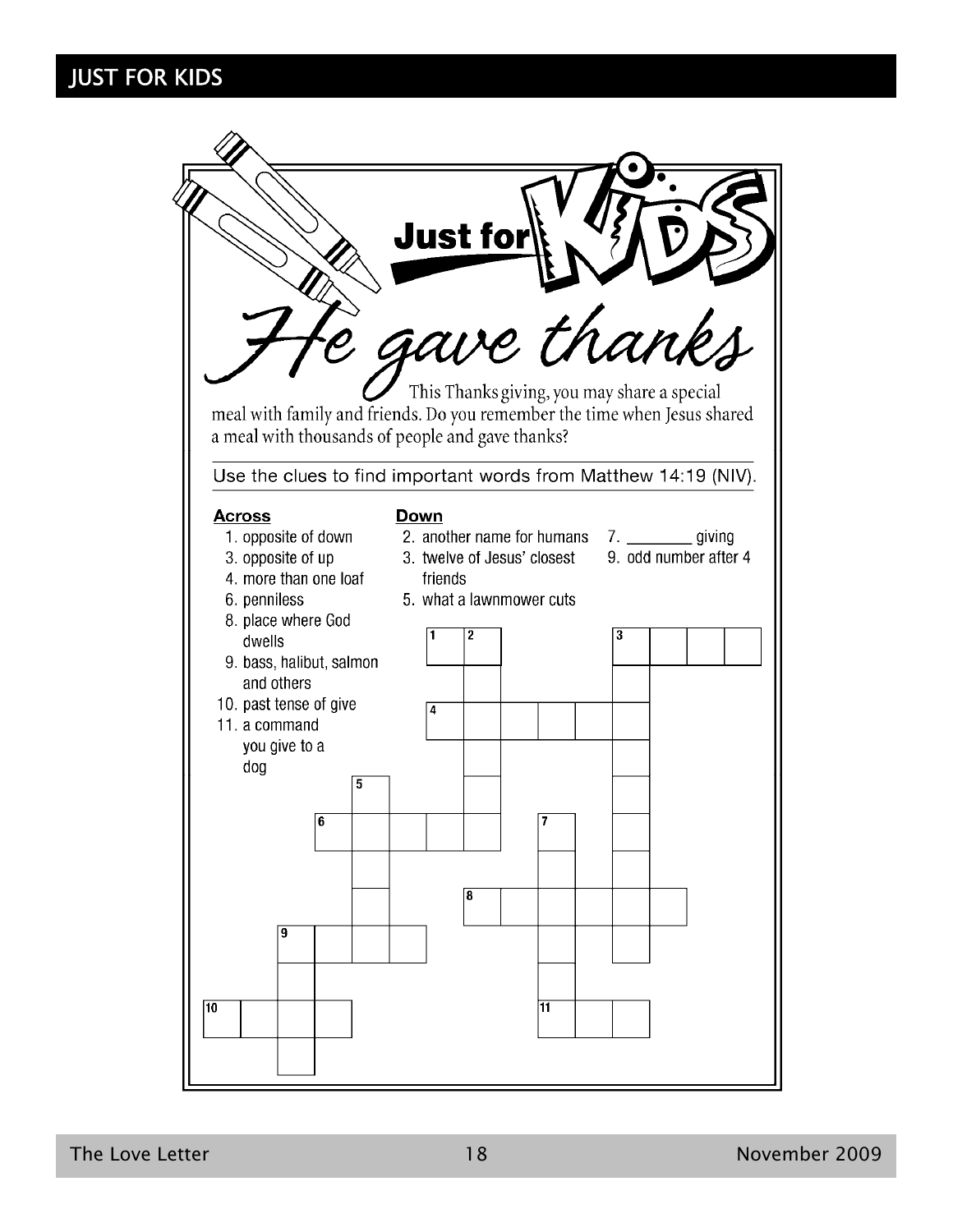## JUST FOR KIDS

# Just for KIDS

## He gave thanks

This Thanksgiving, you may share a special meal with family and friends. Do you remember the time when Jesus shared a meal with thousands of people and gave thanks?

Use the clues to find important words from Matthew 14:19 (NIV).

**Across**

1. opposite of down
3. opposite of up
4. more than one loaf
6. penniless
8. place where God dwells
9. bass, halibut, salmon and others
10. past tense of give
11. a command you give to a dog

**Down**

2. another name for humans
3. twelve of Jesus' closest friends
5. what a lawnmower cuts
7. ________ giving
9. odd number after 4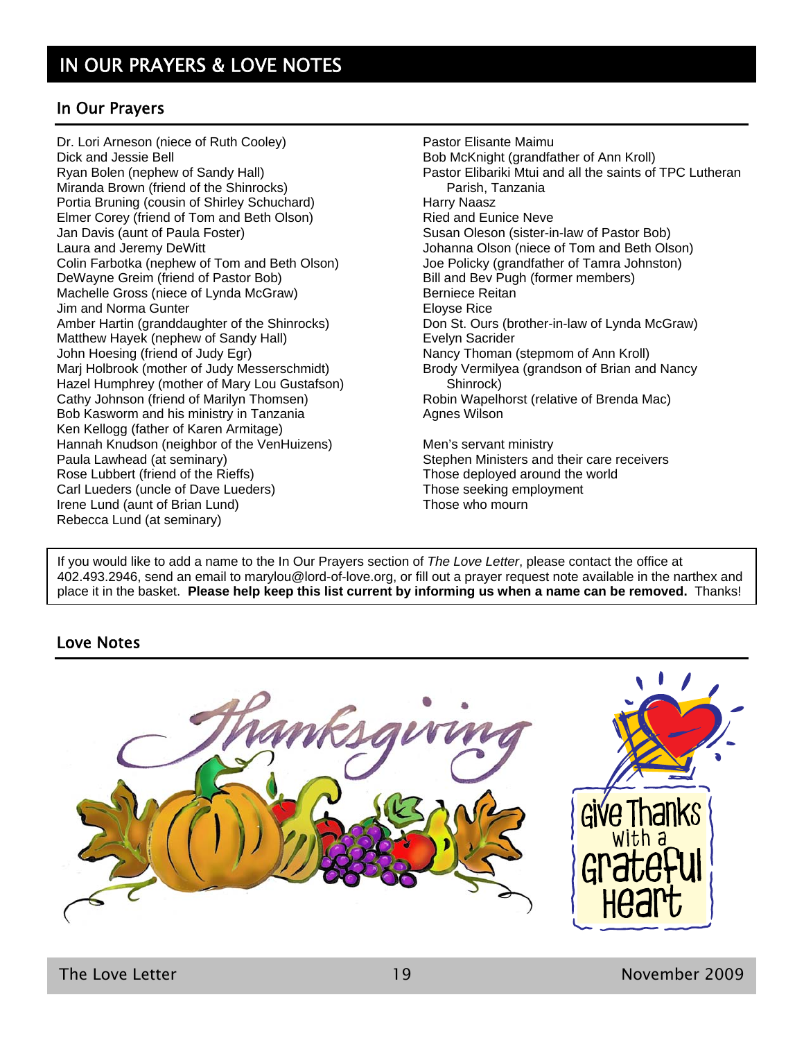# IN OUR PRAYERS & LOVE NOTES

## In Our Prayers

Dr. Lori Arneson (niece of Ruth Cooley)
Dick and Jessie Bell
Ryan Bolen (nephew of Sandy Hall)
Miranda Brown (friend of the Shinrocks)
Portia Bruning (cousin of Shirley Schuchard)
Elmer Corey (friend of Tom and Beth Olson)
Jan Davis (aunt of Paula Foster)
Laura and Jeremy DeWitt
Colin Farbotka (nephew of Tom and Beth Olson)
DeWayne Greim (friend of Pastor Bob)
Machelle Gross (niece of Lynda McGraw)
Jim and Norma Gunter
Amber Hartin (granddaughter of the Shinrocks)
Matthew Hayek (nephew of Sandy Hall)
John Hoesing (friend of Judy Egr)
Marj Holbrook (mother of Judy Messerschmidt)
Hazel Humphrey (mother of Mary Lou Gustafson)
Cathy Johnson (friend of Marilyn Thomsen)
Bob Kasworm and his ministry in Tanzania
Ken Kellogg (father of Karen Armitage)
Hannah Knudson (neighbor of the VenHuizens)
Paula Lawhead (at seminary)
Rose Lubbert (friend of the Rieffs)
Carl Lueders (uncle of Dave Lueders)
Irene Lund (aunt of Brian Lund)
Rebecca Lund (at seminary)
Pastor Elisante Maimu
Bob McKnight (grandfather of Ann Kroll)
Pastor Elibariki Mtui and all the saints of TPC Lutheran Parish, Tanzania
Harry Naasz
Ried and Eunice Neve
Susan Oleson (sister-in-law of Pastor Bob)
Johanna Olson (niece of Tom and Beth Olson)
Joe Policky (grandfather of Tamra Johnston)
Bill and Bev Pugh (former members)
Berniece Reitan
Eloyse Rice
Don St. Ours (brother-in-law of Lynda McGraw)
Evelyn Sacrider
Nancy Thoman (stepmom of Ann Kroll)
Brody Vermilyea (grandson of Brian and Nancy Shinrock)
Robin Wapelhorst (relative of Brenda Mac)
Agnes Wilson

Men's servant ministry
Stephen Ministers and their care receivers
Those deployed around the world
Those seeking employment
Those who mourn

If you would like to add a name to the In Our Prayers section of *The Love Letter*, please contact the office at 402.493.2946, send an email to marylou@lord-of-love.org, or fill out a prayer request note available in the narthex and place it in the basket. **Please help keep this list current by informing us when a name can be removed.** Thanks!

## Love Notes

Thanksgiving

Give Thanks with a Grateful Heart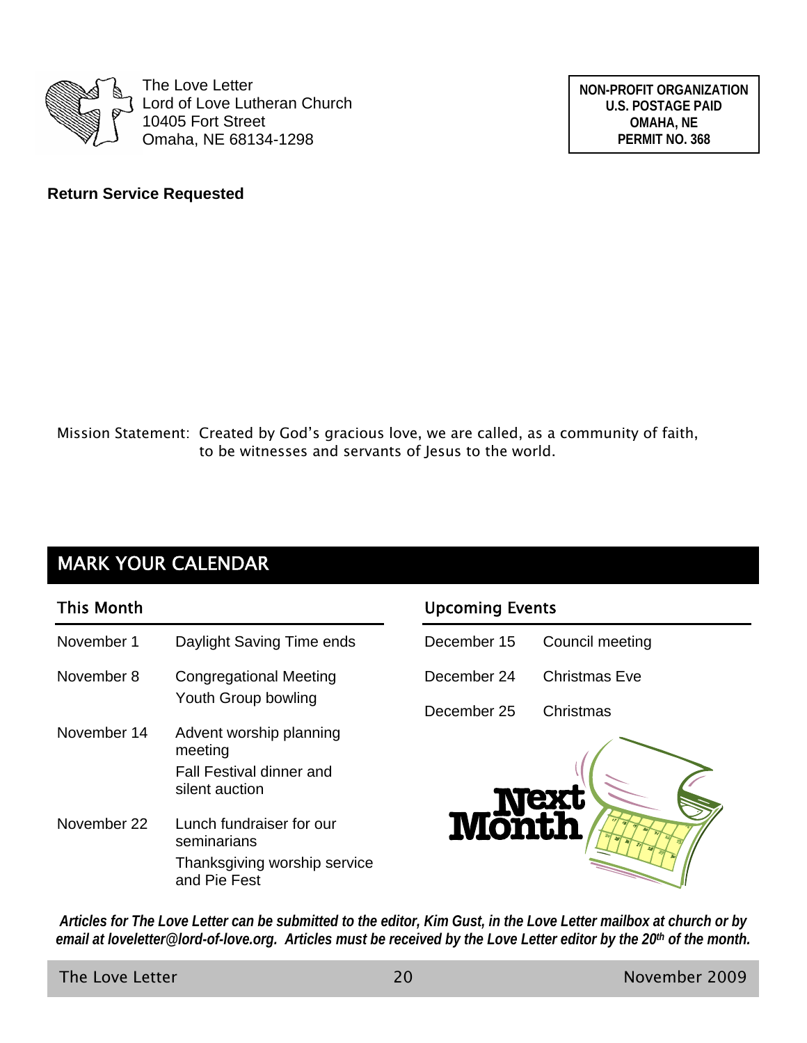The Love Letter
Lord of Love Lutheran Church
10405 Fort Street
Omaha, NE 68134-1298

**NON-PROFIT ORGANIZATION**
**U.S. POSTAGE PAID**
**OMAHA, NE**
**PERMIT NO. 368**

**Return Service Requested**

Mission Statement: Created by God's gracious love, we are called, as a community of faith, to be witnesses and servants of Jesus to the world.

## MARK YOUR CALENDAR

### This Month

| | |
|---|---|
| November 1 | Daylight Saving Time ends |
| November 8 | Congregational Meeting<br>Youth Group bowling |
| November 14 | Advent worship planning meeting<br>Fall Festival dinner and silent auction |
| November 22 | Lunch fundraiser for our seminarians<br>Thanksgiving worship service and Pie Fest |

### Upcoming Events

| | |
|---|---|
| December 15 | Council meeting |
| December 24 | Christmas Eve |
| December 25 | Christmas |

Next Month

***Articles for The Love Letter can be submitted to the editor, Kim Gust, in the Love Letter mailbox at church or by email at loveletter@lord-of-love.org. Articles must be received by the Love Letter editor by the 20th of the month.***